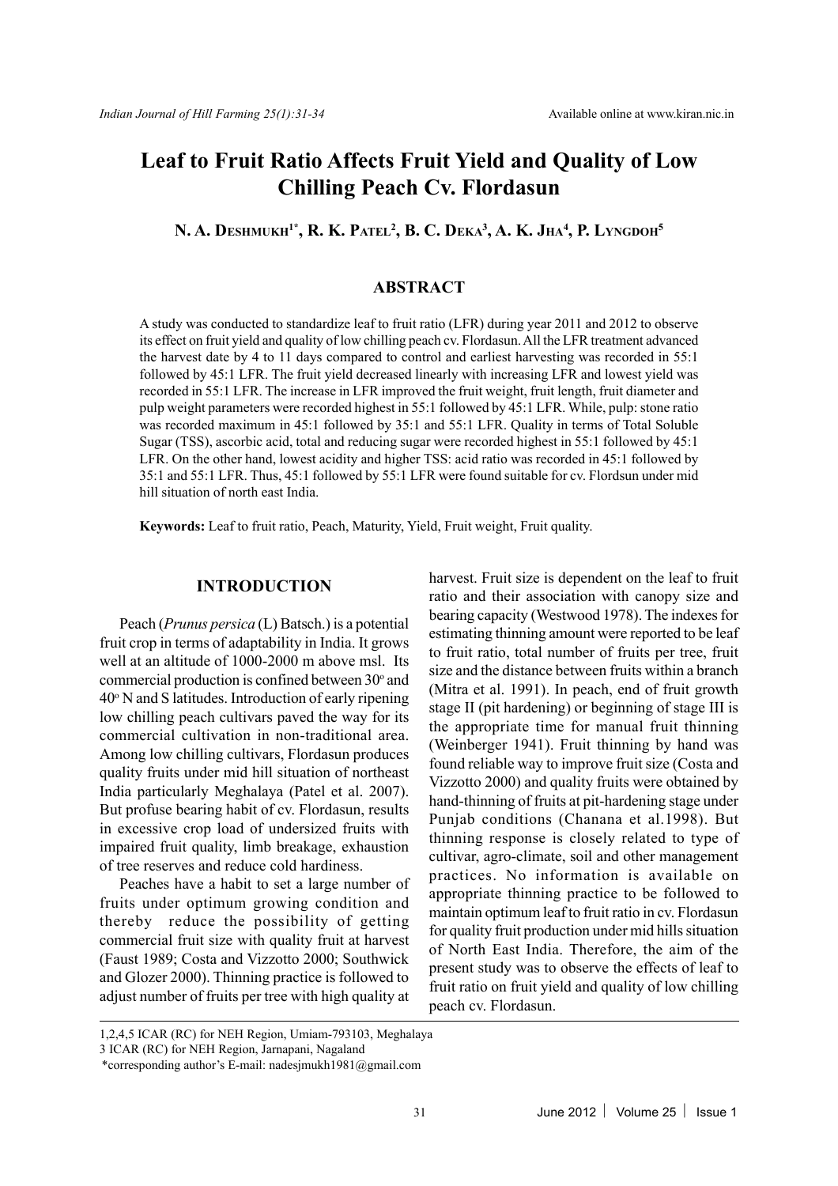# Leaf to Fruit Ratio Affects Fruit Yield and Quality of Low Chilling Peach Cv. Flordasun

**N. A. Deshmukh[1*], R. K. Patel[2], B. C. Deka[3], A. K. Jha[4], P. Lyngdoh[5]**

## ABSTRACT

A study was conducted to standardize leaf to fruit ratio (LFR) during year 2011 and 2012 to observe its effect on fruit yield and quality of low chilling peach cv. Flordasun. All the LFR treatment advanced the harvest date by 4 to 11 days compared to control and earliest harvesting was recorded in 55:1 followed by 45:1 LFR. The fruit yield decreased linearly with increasing LFR and lowest yield was recorded in 55:1 LFR. The increase in LFR improved the fruit weight, fruit length, fruit diameter and pulp weight parameters were recorded highest in 55:1 followed by 45:1 LFR. While, pulp: stone ratio was recorded maximum in 45:1 followed by 35:1 and 55:1 LFR. Quality in terms of Total Soluble Sugar (TSS), ascorbic acid, total and reducing sugar were recorded highest in 55:1 followed by 45:1 LFR. On the other hand, lowest acidity and higher TSS: acid ratio was recorded in 45:1 followed by 35:1 and 55:1 LFR. Thus, 45:1 followed by 55:1 LFR were found suitable for cv. Flordsun under mid hill situation of north east India.

**Keywords:** Leaf to fruit ratio, Peach, Maturity, Yield, Fruit weight, Fruit quality.

## INTRODUCTION

Peach (*Prunus persica* (L) Batsch.) is a potential fruit crop in terms of adaptability in India. It grows well at an altitude of 1000-2000 m above msl. Its commercial production is confined between 30$^o$ and 40$^o$ N and S latitudes. Introduction of early ripening low chilling peach cultivars paved the way for its commercial cultivation in non-traditional area. Among low chilling cultivars, Flordasun produces quality fruits under mid hill situation of northeast India particularly Meghalaya (Patel et al. 2007). But profuse bearing habit of cv. Flordasun, results in excessive crop load of undersized fruits with impaired fruit quality, limb breakage, exhaustion of tree reserves and reduce cold hardiness.

Peaches have a habit to set a large number of fruits under optimum growing condition and thereby reduce the possibility of getting commercial fruit size with quality fruit at harvest (Faust 1989; Costa and Vizzotto 2000; Southwick and Glozer 2000). Thinning practice is followed to adjust number of fruits per tree with high quality at harvest. Fruit size is dependent on the leaf to fruit ratio and their association with canopy size and bearing capacity (Westwood 1978). The indexes for estimating thinning amount were reported to be leaf to fruit ratio, total number of fruits per tree, fruit size and the distance between fruits within a branch (Mitra et al. 1991). In peach, end of fruit growth stage II (pit hardening) or beginning of stage III is the appropriate time for manual fruit thinning (Weinberger 1941). Fruit thinning by hand was found reliable way to improve fruit size (Costa and Vizzotto 2000) and quality fruits were obtained by hand-thinning of fruits at pit-hardening stage under Punjab conditions (Chanana et al.1998). But thinning response is closely related to type of cultivar, agro-climate, soil and other management practices. No information is available on appropriate thinning practice to be followed to maintain optimum leaf to fruit ratio in cv. Flordasun for quality fruit production under mid hills situation of North East India. Therefore, the aim of the present study was to observe the effects of leaf to fruit ratio on fruit yield and quality of low chilling peach cv. Flordasun.

---

1,2,4,5 ICAR (RC) for NEH Region, Umiam-793103, Meghalaya

3 ICAR (RC) for NEH Region, Jarnapani, Nagaland

*corresponding author's E-mail: nadesjmukh1981@gmail.com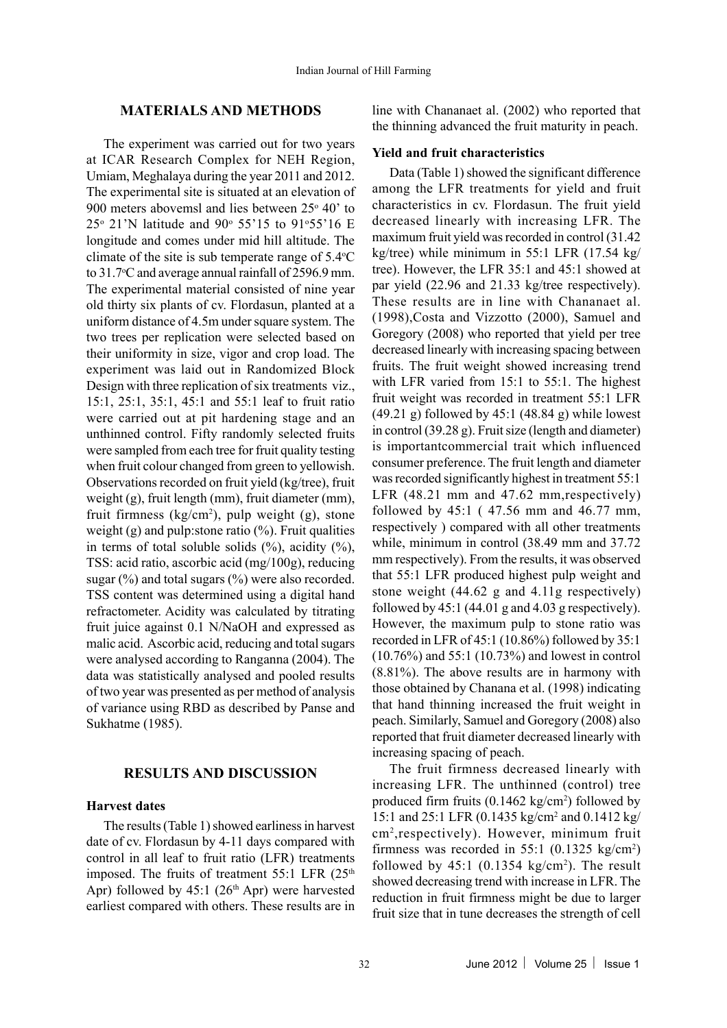## MATERIALS AND METHODS

The experiment was carried out for two years at ICAR Research Complex for NEH Region, Umiam, Meghalaya during the year 2011 and 2012. The experimental site is situated at an elevation of 900 meters abovemsl and lies between 25° 40' to 25° 21'N latitude and 90° 55'15 to 91°55'16 E longitude and comes under mid hill altitude. The climate of the site is sub temperate range of 5.4°C to 31.7°C and average annual rainfall of 2596.9 mm. The experimental material consisted of nine year old thirty six plants of cv. Flordasun, planted at a uniform distance of 4.5m under square system. The two trees per replication were selected based on their uniformity in size, vigor and crop load. The experiment was laid out in Randomized Block Design with three replication of six treatments viz., 15:1, 25:1, 35:1, 45:1 and 55:1 leaf to fruit ratio were carried out at pit hardening stage and an unthinned control. Fifty randomly selected fruits were sampled from each tree for fruit quality testing when fruit colour changed from green to yellowish. Observations recorded on fruit yield (kg/tree), fruit weight (g), fruit length (mm), fruit diameter (mm), fruit firmness (kg/cm$^2$), pulp weight (g), stone weight (g) and pulp:stone ratio (%). Fruit qualities in terms of total soluble solids (%), acidity (%), TSS: acid ratio, ascorbic acid (mg/100g), reducing sugar (%) and total sugars (%) were also recorded. TSS content was determined using a digital hand refractometer. Acidity was calculated by titrating fruit juice against 0.1 N/NaOH and expressed as malic acid. Ascorbic acid, reducing and total sugars were analysed according to Ranganna (2004). The data was statistically analysed and pooled results of two year was presented as per method of analysis of variance using RBD as described by Panse and Sukhatme (1985).

## RESULTS AND DISCUSSION

### Harvest dates

The results (Table 1) showed earliness in harvest date of cv. Flordasun by 4-11 days compared with control in all leaf to fruit ratio (LFR) treatments imposed. The fruits of treatment 55:1 LFR (25th Apr) followed by 45:1 (26th Apr) were harvested earliest compared with others. These results are in line with Chananaet al. (2002) who reported that the thinning advanced the fruit maturity in peach.

### Yield and fruit characteristics

Data (Table 1) showed the significant difference among the LFR treatments for yield and fruit characteristics in cv. Flordasun. The fruit yield decreased linearly with increasing LFR. The maximum fruit yield was recorded in control (31.42 kg/tree) while minimum in 55:1 LFR (17.54 kg/tree). However, the LFR 35:1 and 45:1 showed at par yield (22.96 and 21.33 kg/tree respectively). These results are in line with Chananaet al. (1998),Costa and Vizzotto (2000), Samuel and Goregory (2008) who reported that yield per tree decreased linearly with increasing spacing between fruits. The fruit weight showed increasing trend with LFR varied from 15:1 to 55:1. The highest fruit weight was recorded in treatment 55:1 LFR (49.21 g) followed by 45:1 (48.84 g) while lowest in control (39.28 g). Fruit size (length and diameter) is importantcommercial trait which influenced consumer preference. The fruit length and diameter was recorded significantly highest in treatment 55:1 LFR (48.21 mm and 47.62 mm,respectively) followed by 45:1 ( 47.56 mm and 46.77 mm, respectively ) compared with all other treatments while, minimum in control (38.49 mm and 37.72 mm respectively). From the results, it was observed that 55:1 LFR produced highest pulp weight and stone weight (44.62 g and 4.11g respectively) followed by 45:1 (44.01 g and 4.03 g respectively). However, the maximum pulp to stone ratio was recorded in LFR of 45:1 (10.86%) followed by 35:1 (10.76%) and 55:1 (10.73%) and lowest in control (8.81%). The above results are in harmony with those obtained by Chanana et al. (1998) indicating that hand thinning increased the fruit weight in peach. Similarly, Samuel and Goregory (2008) also reported that fruit diameter decreased linearly with increasing spacing of peach.

The fruit firmness decreased linearly with increasing LFR. The unthinned (control) tree produced firm fruits (0.1462 kg/cm$^2$) followed by 15:1 and 25:1 LFR (0.1435 kg/cm$^2$ and 0.1412 kg/cm$^2$,respectively). However, minimum fruit firmness was recorded in 55:1 (0.1325 kg/cm$^2$) followed by 45:1 (0.1354 kg/cm$^2$). The result showed decreasing trend with increase in LFR. The reduction in fruit firmness might be due to larger fruit size that in tune decreases the strength of cell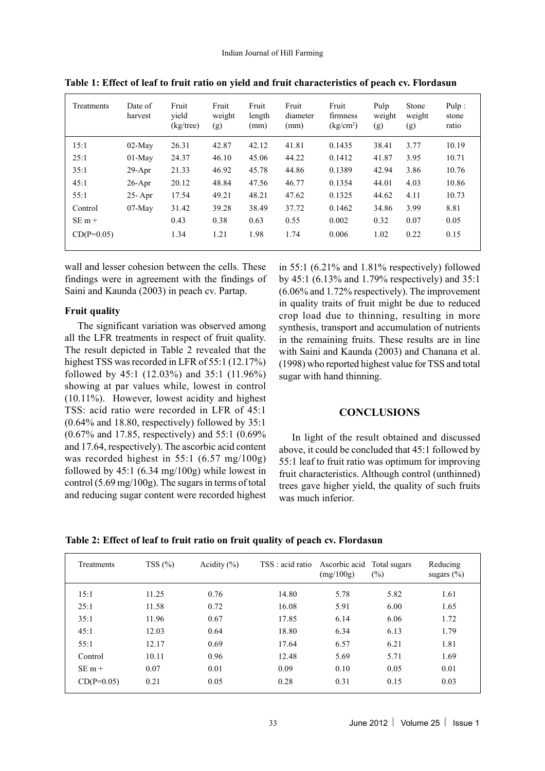**Table 1: Effect of leaf to fruit ratio on yield and fruit characteristics of peach cv. Flordasun**

| Treatments | Date of harvest | Fruit yield (kg/tree) | Fruit weight (g) | Fruit length (mm) | Fruit diameter (mm) | Fruit firmness (kg/cm$^2$) | Pulp weight (g) | Stone weight (g) | Pulp : stone ratio |
|---|---|---|---|---|---|---|---|---|---|
| 15:1 | 02-May | 26.31 | 42.87 | 42.12 | 41.81 | 0.1435 | 38.41 | 3.77 | 10.19 |
| 25:1 | 01-May | 24.37 | 46.10 | 45.06 | 44.22 | 0.1412 | 41.87 | 3.95 | 10.71 |
| 35:1 | 29-Apr | 21.33 | 46.92 | 45.78 | 44.86 | 0.1389 | 42.94 | 3.86 | 10.76 |
| 45:1 | 26-Apr | 20.12 | 48.84 | 47.56 | 46.77 | 0.1354 | 44.01 | 4.03 | 10.86 |
| 55:1 | 25- Apr | 17.54 | 49.21 | 48.21 | 47.62 | 0.1325 | 44.62 | 4.11 | 10.73 |
| Control | 07-May | 31.42 | 39.28 | 38.49 | 37.72 | 0.1462 | 34.86 | 3.99 | 8.81 |
| SE m + | | 0.43 | 0.38 | 0.63 | 0.55 | 0.002 | 0.32 | 0.07 | 0.05 |
| CD(P=0.05) | | 1.34 | 1.21 | 1.98 | 1.74 | 0.006 | 1.02 | 0.22 | 0.15 |

wall and lesser cohesion between the cells. These findings were in agreement with the findings of Saini and Kaunda (2003) in peach cv. Partap.

**Fruit quality**

The significant variation was observed among all the LFR treatments in respect of fruit quality. The result depicted in Table 2 revealed that the highest TSS was recorded in LFR of 55:1 (12.17%) followed by 45:1 (12.03%) and 35:1 (11.96%) showing at par values while, lowest in control (10.11%). However, lowest acidity and highest TSS: acid ratio were recorded in LFR of 45:1 (0.64% and 18.80, respectively) followed by 35:1 (0.67% and 17.85, respectively) and 55:1 (0.69% and 17.64, respectively). The ascorbic acid content was recorded highest in 55:1 (6.57 mg/100g) followed by 45:1 (6.34 mg/100g) while lowest in control (5.69 mg/100g). The sugars in terms of total and reducing sugar content were recorded highest in 55:1 (6.21% and 1.81% respectively) followed by 45:1 (6.13% and 1.79% respectively) and 35:1 (6.06% and 1.72% respectively). The improvement in quality traits of fruit might be due to reduced crop load due to thinning, resulting in more synthesis, transport and accumulation of nutrients in the remaining fruits. These results are in line with Saini and Kaunda (2003) and Chanana et al. (1998) who reported highest value for TSS and total sugar with hand thinning.

## CONCLUSIONS

In light of the result obtained and discussed above, it could be concluded that 45:1 followed by 55:1 leaf to fruit ratio was optimum for improving fruit characteristics. Although control (unthinned) trees gave higher yield, the quality of such fruits was much inferior.

**Table 2: Effect of leaf to fruit ratio on fruit quality of peach cv. Flordasun**

| Treatments | TSS (%) | Acidity (%) | TSS : acid ratio | Ascorbic acid (mg/100g) | Total sugars (%) | Reducing sugars (%) |
|---|---|---|---|---|---|---|
| 15:1 | 11.25 | 0.76 | 14.80 | 5.78 | 5.82 | 1.61 |
| 25:1 | 11.58 | 0.72 | 16.08 | 5.91 | 6.00 | 1.65 |
| 35:1 | 11.96 | 0.67 | 17.85 | 6.14 | 6.06 | 1.72 |
| 45:1 | 12.03 | 0.64 | 18.80 | 6.34 | 6.13 | 1.79 |
| 55:1 | 12.17 | 0.69 | 17.64 | 6.57 | 6.21 | 1.81 |
| Control | 10.11 | 0.96 | 12.48 | 5.69 | 5.71 | 1.69 |
| SE m + | 0.07 | 0.01 | 0.09 | 0.10 | 0.05 | 0.01 |
| CD(P=0.05) | 0.21 | 0.05 | 0.28 | 0.31 | 0.15 | 0.03 |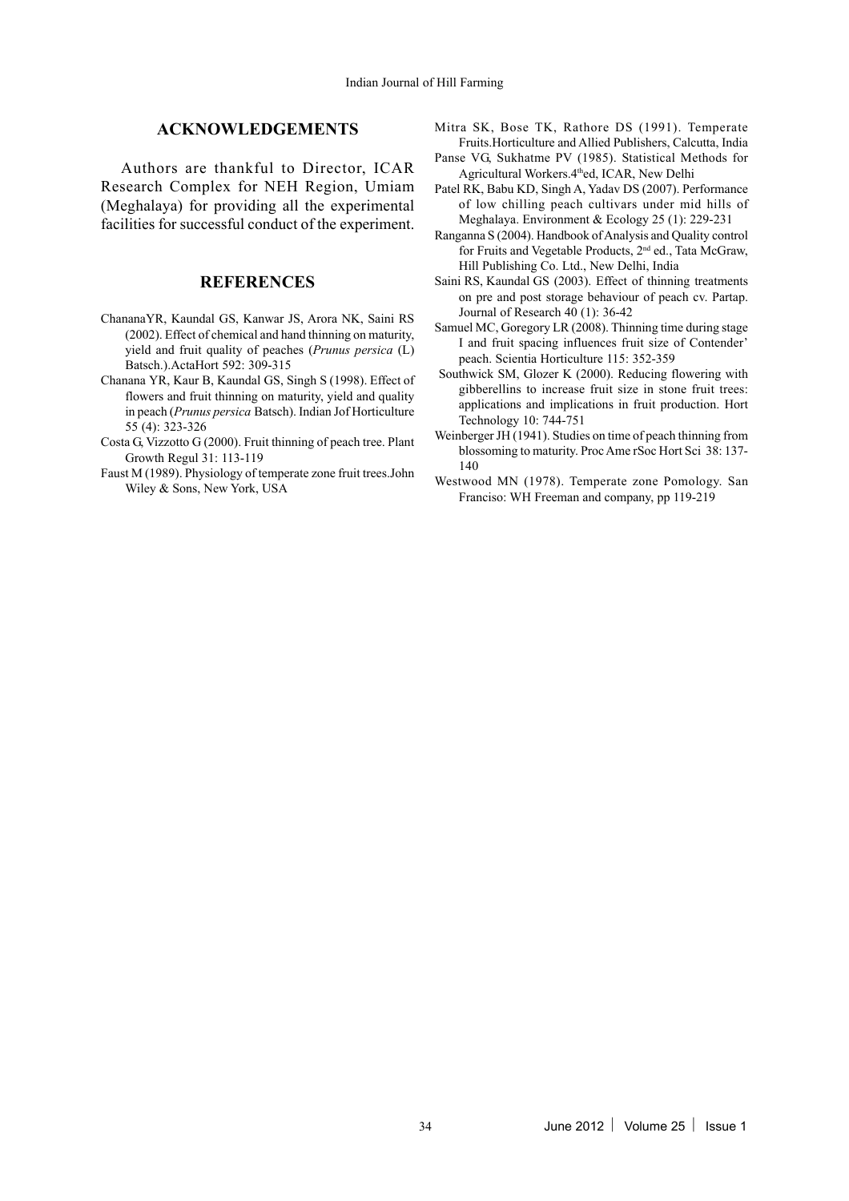## ACKNOWLEDGEMENTS

Authors are thankful to Director, ICAR Research Complex for NEH Region, Umiam (Meghalaya) for providing all the experimental facilities for successful conduct of the experiment.

## REFERENCES

ChananaYR, Kaundal GS, Kanwar JS, Arora NK, Saini RS (2002). Effect of chemical and hand thinning on maturity, yield and fruit quality of peaches (*Prunus persica* (L) Batsch.).ActaHort 592: 309-315

Chanana YR, Kaur B, Kaundal GS, Singh S (1998). Effect of flowers and fruit thinning on maturity, yield and quality in peach (*Prunus persica* Batsch). Indian Jof Horticulture 55 (4): 323-326

Costa G, Vizzotto G (2000). Fruit thinning of peach tree. Plant Growth Regul 31: 113-119

Faust M (1989). Physiology of temperate zone fruit trees.John Wiley & Sons, New York, USA

Mitra SK, Bose TK, Rathore DS (1991). Temperate Fruits.Horticulture and Allied Publishers, Calcutta, India

Panse VG, Sukhatme PV (1985). Statistical Methods for Agricultural Workers.4thed, ICAR, New Delhi

Patel RK, Babu KD, Singh A, Yadav DS (2007). Performance of low chilling peach cultivars under mid hills of Meghalaya. Environment & Ecology 25 (1): 229-231

Ranganna S (2004). Handbook of Analysis and Quality control for Fruits and Vegetable Products, 2nd ed., Tata McGraw, Hill Publishing Co. Ltd., New Delhi, India

Saini RS, Kaundal GS (2003). Effect of thinning treatments on pre and post storage behaviour of peach cv. Partap. Journal of Research 40 (1): 36-42

Samuel MC, Goregory LR (2008). Thinning time during stage I and fruit spacing influences fruit size of Contender' peach. Scientia Horticulture 115: 352-359

Southwick SM, Glozer K (2000). Reducing flowering with gibberellins to increase fruit size in stone fruit trees: applications and implications in fruit production. Hort Technology 10: 744-751

Weinberger JH (1941). Studies on time of peach thinning from blossoming to maturity. Proc Ame rSoc Hort Sci 38: 137-140

Westwood MN (1978). Temperate zone Pomology. San Franciso: WH Freeman and company, pp 119-219